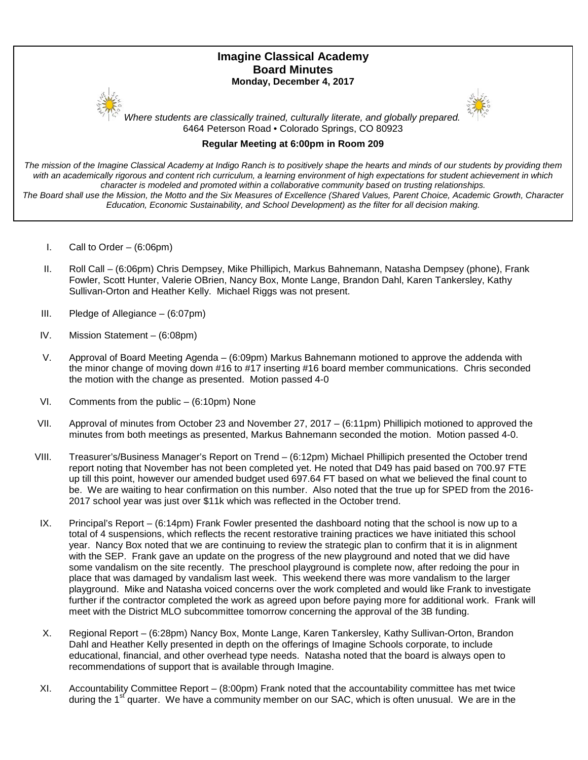# Imagine Classical Academy
## Board Minutes
**Monday, December 4, 2017**

*Where students are classically trained, culturally literate, and globally prepared.*
6464 Peterson Road • Colorado Springs, CO 80923

**Regular Meeting at 6:00pm in Room 209**

*The mission of the Imagine Classical Academy at Indigo Ranch is to positively shape the hearts and minds of our students by providing them with an academically rigorous and content rich curriculum, a learning environment of high expectations for student achievement in which character is modeled and promoted within a collaborative community based on trusting relationships.*
*The Board shall use the Mission, the Motto and the Six Measures of Excellence (Shared Values, Parent Choice, Academic Growth, Character Education, Economic Sustainability, and School Development) as the filter for all decision making.*

I. Call to Order – (6:06pm)

II. Roll Call – (6:06pm) Chris Dempsey, Mike Phillipich, Markus Bahnemann, Natasha Dempsey (phone), Frank Fowler, Scott Hunter, Valerie OBrien, Nancy Box, Monte Lange, Brandon Dahl, Karen Tankersley, Kathy Sullivan-Orton and Heather Kelly. Michael Riggs was not present.

III. Pledge of Allegiance – (6:07pm)

IV. Mission Statement – (6:08pm)

V. Approval of Board Meeting Agenda – (6:09pm) Markus Bahnemann motioned to approve the addenda with the minor change of moving down #16 to #17 inserting #16 board member communications. Chris seconded the motion with the change as presented. Motion passed 4-0

VI. Comments from the public – (6:10pm) None

VII. Approval of minutes from October 23 and November 27, 2017 – (6:11pm) Phillipich motioned to approved the minutes from both meetings as presented, Markus Bahnemann seconded the motion. Motion passed 4-0.

VIII. Treasurer's/Business Manager's Report on Trend – (6:12pm) Michael Phillipich presented the October trend report noting that November has not been completed yet. He noted that D49 has paid based on 700.97 FTE up till this point, however our amended budget used 697.64 FT based on what we believed the final count to be. We are waiting to hear confirmation on this number. Also noted that the true up for SPED from the 2016-2017 school year was just over $11k which was reflected in the October trend.

IX. Principal's Report – (6:14pm) Frank Fowler presented the dashboard noting that the school is now up to a total of 4 suspensions, which reflects the recent restorative training practices we have initiated this school year. Nancy Box noted that we are continuing to review the strategic plan to confirm that it is in alignment with the SEP. Frank gave an update on the progress of the new playground and noted that we did have some vandalism on the site recently. The preschool playground is complete now, after redoing the pour in place that was damaged by vandalism last week. This weekend there was more vandalism to the larger playground. Mike and Natasha voiced concerns over the work completed and would like Frank to investigate further if the contractor completed the work as agreed upon before paying more for additional work. Frank will meet with the District MLO subcommittee tomorrow concerning the approval of the 3B funding.

X. Regional Report – (6:28pm) Nancy Box, Monte Lange, Karen Tankersley, Kathy Sullivan-Orton, Brandon Dahl and Heather Kelly presented in depth on the offerings of Imagine Schools corporate, to include educational, financial, and other overhead type needs. Natasha noted that the board is always open to recommendations of support that is available through Imagine.

XI. Accountability Committee Report – (8:00pm) Frank noted that the accountability committee has met twice during the 1st quarter. We have a community member on our SAC, which is often unusual. We are in the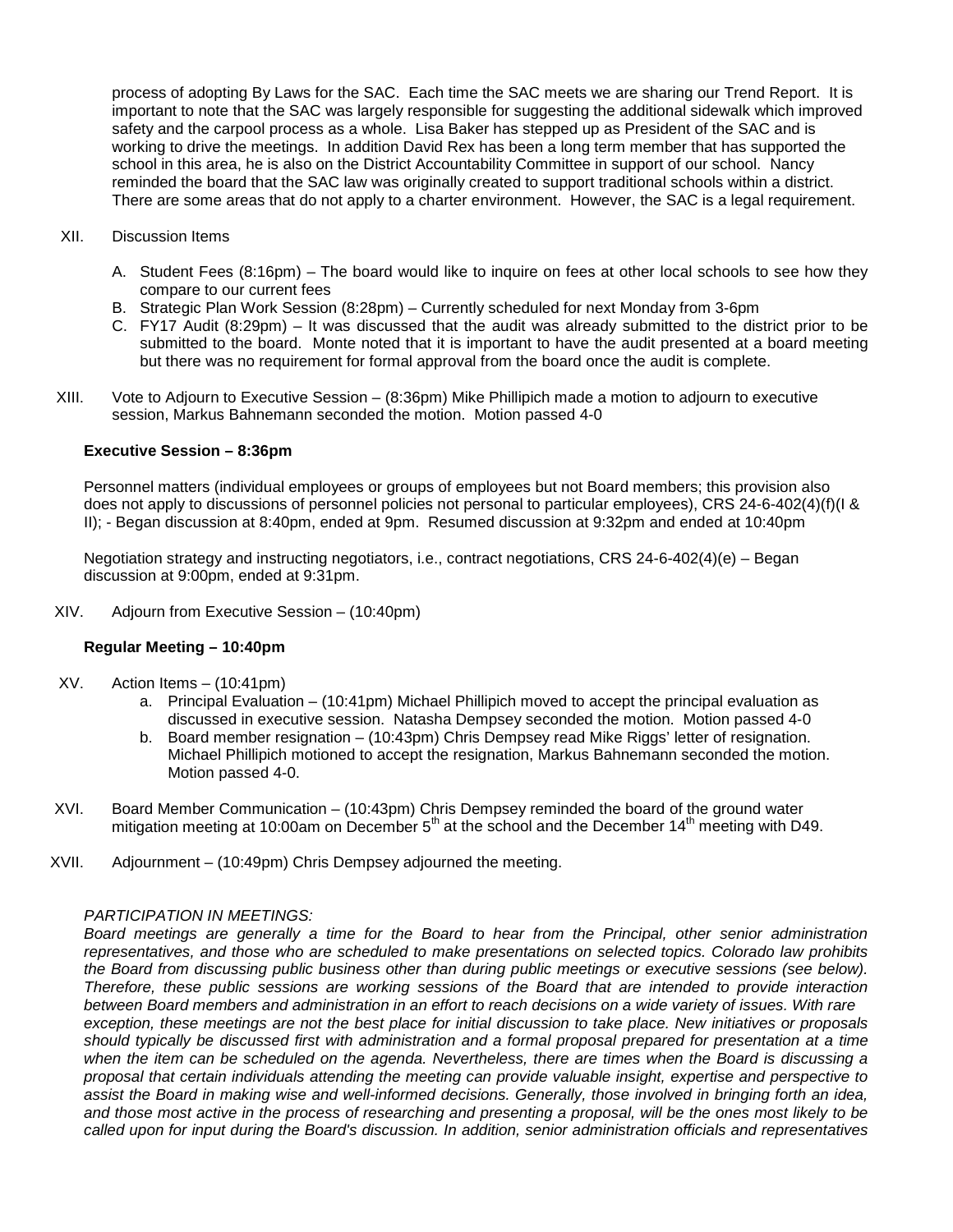process of adopting By Laws for the SAC. Each time the SAC meets we are sharing our Trend Report. It is important to note that the SAC was largely responsible for suggesting the additional sidewalk which improved safety and the carpool process as a whole. Lisa Baker has stepped up as President of the SAC and is working to drive the meetings. In addition David Rex has been a long term member that has supported the school in this area, he is also on the District Accountability Committee in support of our school. Nancy reminded the board that the SAC law was originally created to support traditional schools within a district. There are some areas that do not apply to a charter environment. However, the SAC is a legal requirement.

XII. Discussion Items

   A. Student Fees (8:16pm) – The board would like to inquire on fees at other local schools to see how they compare to our current fees
   B. Strategic Plan Work Session (8:28pm) – Currently scheduled for next Monday from 3-6pm
   C. FY17 Audit (8:29pm) – It was discussed that the audit was already submitted to the district prior to be submitted to the board. Monte noted that it is important to have the audit presented at a board meeting but there was no requirement for formal approval from the board once the audit is complete.

XIII. Vote to Adjourn to Executive Session – (8:36pm) Mike Phillipich made a motion to adjourn to executive session, Markus Bahnemann seconded the motion. Motion passed 4-0

**Executive Session – 8:36pm**

Personnel matters (individual employees or groups of employees but not Board members; this provision also does not apply to discussions of personnel policies not personal to particular employees), CRS 24-6-402(4)(f)(I & II); - Began discussion at 8:40pm, ended at 9pm. Resumed discussion at 9:32pm and ended at 10:40pm

Negotiation strategy and instructing negotiators, i.e., contract negotiations, CRS 24-6-402(4)(e) – Began discussion at 9:00pm, ended at 9:31pm.

XIV. Adjourn from Executive Session – (10:40pm)

**Regular Meeting – 10:40pm**

XV. Action Items – (10:41pm)
   a. Principal Evaluation – (10:41pm) Michael Phillipich moved to accept the principal evaluation as discussed in executive session. Natasha Dempsey seconded the motion. Motion passed 4-0
   b. Board member resignation – (10:43pm) Chris Dempsey read Mike Riggs' letter of resignation. Michael Phillipich motioned to accept the resignation, Markus Bahnemann seconded the motion. Motion passed 4-0.

XVI. Board Member Communication – (10:43pm) Chris Dempsey reminded the board of the ground water mitigation meeting at 10:00am on December 5th at the school and the December 14th meeting with D49.

XVII. Adjournment – (10:49pm) Chris Dempsey adjourned the meeting.

*PARTICIPATION IN MEETINGS:*
*Board meetings are generally a time for the Board to hear from the Principal, other senior administration representatives, and those who are scheduled to make presentations on selected topics. Colorado law prohibits the Board from discussing public business other than during public meetings or executive sessions (see below). Therefore, these public sessions are working sessions of the Board that are intended to provide interaction between Board members and administration in an effort to reach decisions on a wide variety of issues. With rare exception, these meetings are not the best place for initial discussion to take place. New initiatives or proposals should typically be discussed first with administration and a formal proposal prepared for presentation at a time when the item can be scheduled on the agenda. Nevertheless, there are times when the Board is discussing a proposal that certain individuals attending the meeting can provide valuable insight, expertise and perspective to assist the Board in making wise and well-informed decisions. Generally, those involved in bringing forth an idea, and those most active in the process of researching and presenting a proposal, will be the ones most likely to be called upon for input during the Board's discussion. In addition, senior administration officials and representatives*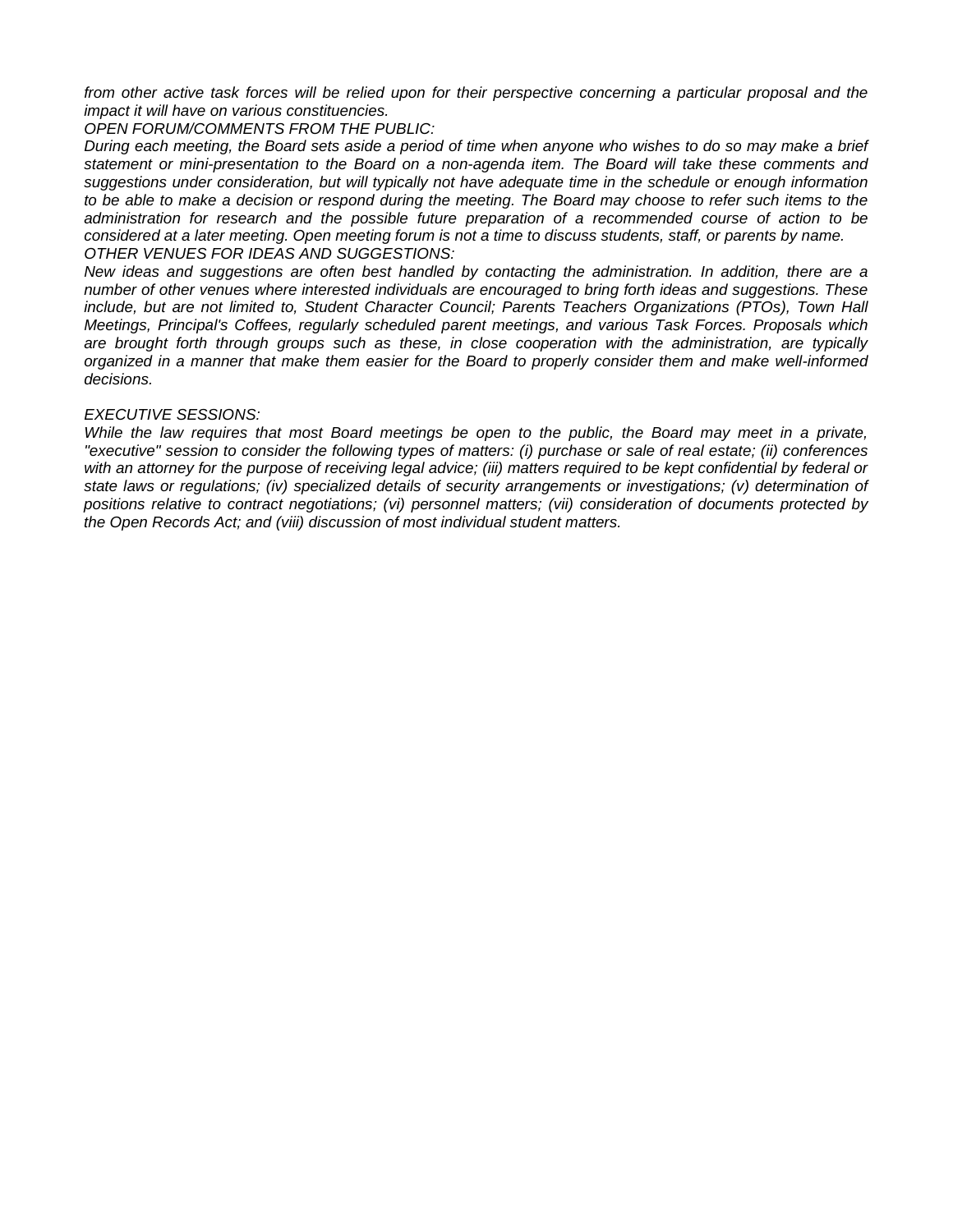*from other active task forces will be relied upon for their perspective concerning a particular proposal and the impact it will have on various constituencies.*

*OPEN FORUM/COMMENTS FROM THE PUBLIC:*

*During each meeting, the Board sets aside a period of time when anyone who wishes to do so may make a brief statement or mini-presentation to the Board on a non-agenda item. The Board will take these comments and suggestions under consideration, but will typically not have adequate time in the schedule or enough information to be able to make a decision or respond during the meeting. The Board may choose to refer such items to the administration for research and the possible future preparation of a recommended course of action to be considered at a later meeting. Open meeting forum is not a time to discuss students, staff, or parents by name.*

*OTHER VENUES FOR IDEAS AND SUGGESTIONS:*

*New ideas and suggestions are often best handled by contacting the administration. In addition, there are a number of other venues where interested individuals are encouraged to bring forth ideas and suggestions. These include, but are not limited to, Student Character Council; Parents Teachers Organizations (PTOs), Town Hall Meetings, Principal's Coffees, regularly scheduled parent meetings, and various Task Forces. Proposals which are brought forth through groups such as these, in close cooperation with the administration, are typically organized in a manner that make them easier for the Board to properly consider them and make well-informed decisions.*

*EXECUTIVE SESSIONS:*

*While the law requires that most Board meetings be open to the public, the Board may meet in a private, "executive" session to consider the following types of matters: (i) purchase or sale of real estate; (ii) conferences with an attorney for the purpose of receiving legal advice; (iii) matters required to be kept confidential by federal or state laws or regulations; (iv) specialized details of security arrangements or investigations; (v) determination of positions relative to contract negotiations; (vi) personnel matters; (vii) consideration of documents protected by the Open Records Act; and (viii) discussion of most individual student matters.*